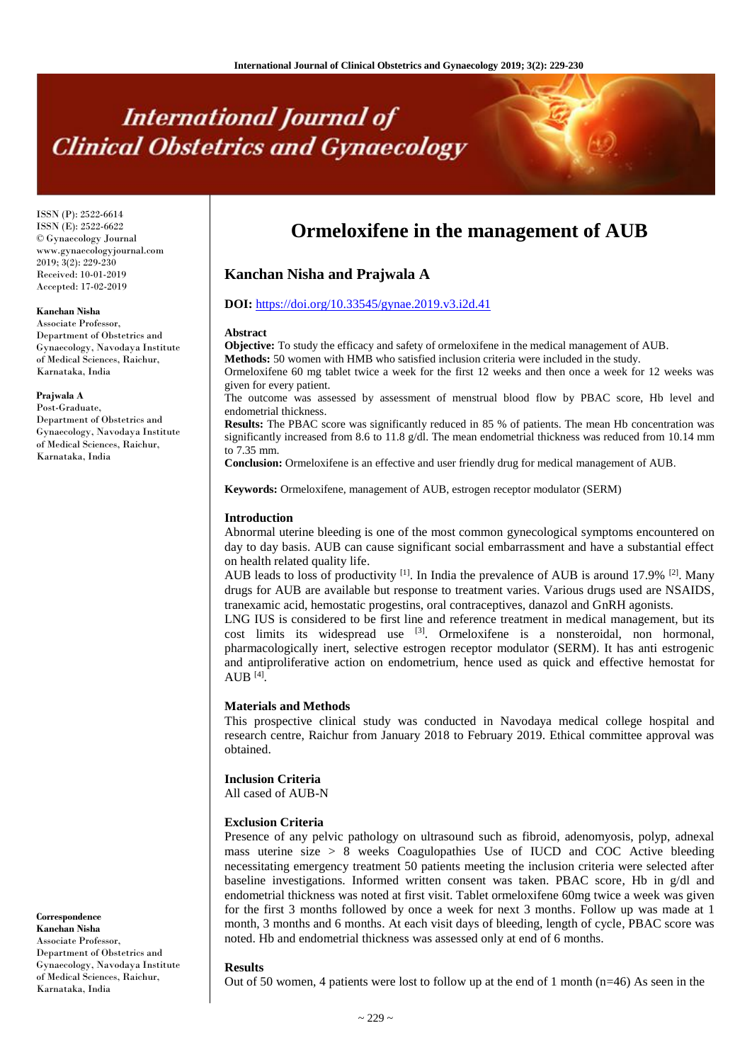ISSN (P): 2522-6614
ISSN (E): 2522-6622
© Gynaecology Journal
www.gynaecologyjournal.com
2019; 3(2): 229-230
Received: 10-01-2019
Accepted: 17-02-2019

**Kanchan Nisha**
Associate Professor, Department of Obstetrics and Gynaecology, Navodaya Institute of Medical Sciences, Raichur, Karnataka, India

**Prajwala A**
Post-Graduate, Department of Obstetrics and Gynaecology, Navodaya Institute of Medical Sciences, Raichur, Karnataka, India

**Correspondence**
**Kanchan Nisha**
Associate Professor, Department of Obstetrics and Gynaecology, Navodaya Institute of Medical Sciences, Raichur, Karnataka, India

# Ormeloxifene in the management of AUB

## Kanchan Nisha and Prajwala A

**DOI:** https://doi.org/10.33545/gynae.2019.v3.i2d.41

### Abstract

**Objective:** To study the efficacy and safety of ormeloxifene in the medical management of AUB.

**Methods:** 50 women with HMB who satisfied inclusion criteria were included in the study.

Ormeloxifene 60 mg tablet twice a week for the first 12 weeks and then once a week for 12 weeks was given for every patient.

The outcome was assessed by assessment of menstrual blood flow by PBAC score, Hb level and endometrial thickness.

**Results:** The PBAC score was significantly reduced in 85 % of patients. The mean Hb concentration was significantly increased from 8.6 to 11.8 g/dl. The mean endometrial thickness was reduced from 10.14 mm to 7.35 mm.

**Conclusion:** Ormeloxifene is an effective and user friendly drug for medical management of AUB.

**Keywords:** Ormeloxifene, management of AUB, estrogen receptor modulator (SERM)

### Introduction

Abnormal uterine bleeding is one of the most common gynecological symptoms encountered on day to day basis. AUB can cause significant social embarrassment and have a substantial effect on health related quality life.

AUB leads to loss of productivity [1]. In India the prevalence of AUB is around 17.9% [2]. Many drugs for AUB are available but response to treatment varies. Various drugs used are NSAIDS, tranexamic acid, hemostatic progestins, oral contraceptives, danazol and GnRH agonists.

LNG IUS is considered to be first line and reference treatment in medical management, but its cost limits its widespread use [3]. Ormeloxifene is a nonsteroidal, non hormonal, pharmacologically inert, selective estrogen receptor modulator (SERM). It has anti estrogenic and antiproliferative action on endometrium, hence used as quick and effective hemostat for AUB [4].

### Materials and Methods

This prospective clinical study was conducted in Navodaya medical college hospital and research centre, Raichur from January 2018 to February 2019. Ethical committee approval was obtained.

### Inclusion Criteria

All cased of AUB-N

### Exclusion Criteria

Presence of any pelvic pathology on ultrasound such as fibroid, adenomyosis, polyp, adnexal mass uterine size > 8 weeks Coagulopathies Use of IUCD and COC Active bleeding necessitating emergency treatment 50 patients meeting the inclusion criteria were selected after baseline investigations. Informed written consent was taken. PBAC score, Hb in g/dl and endometrial thickness was noted at first visit. Tablet ormeloxifene 60mg twice a week was given for the first 3 months followed by once a week for next 3 months. Follow up was made at 1 month, 3 months and 6 months. At each visit days of bleeding, length of cycle, PBAC score was noted. Hb and endometrial thickness was assessed only at end of 6 months.

### Results

Out of 50 women, 4 patients were lost to follow up at the end of 1 month (n=46) As seen in the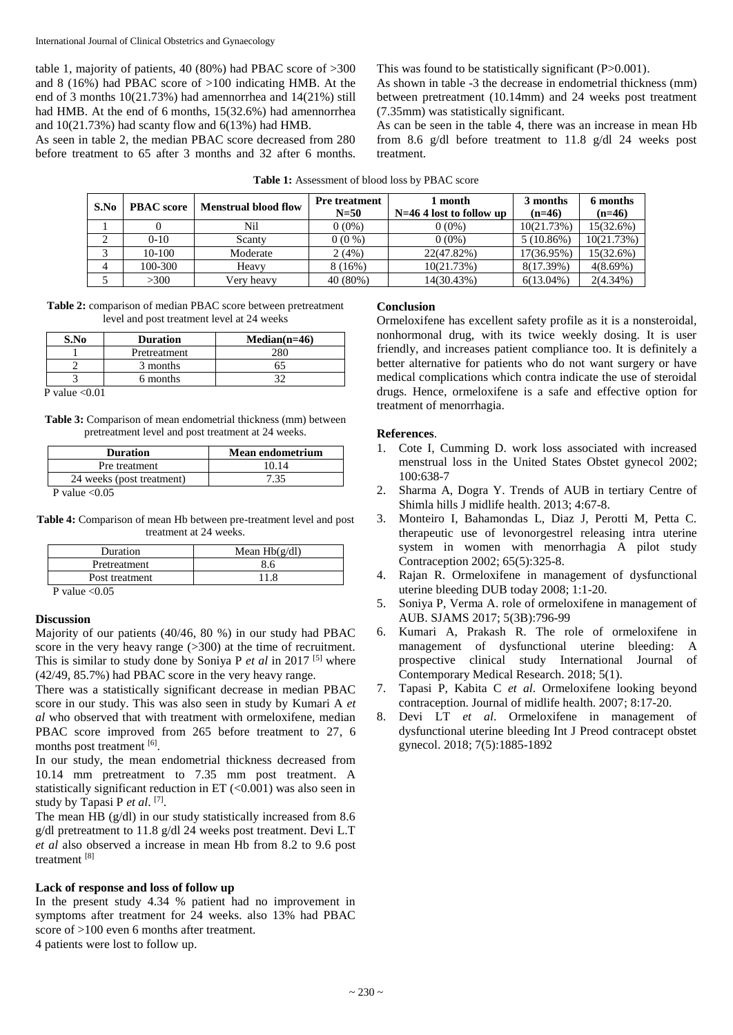table 1, majority of patients, 40 (80%) had PBAC score of >300 and 8 (16%) had PBAC score of >100 indicating HMB. At the end of 3 months 10(21.73%) had amennorrhea and 14(21%) still had HMB. At the end of 6 months, 15(32.6%) had amennorrhea and 10(21.73%) had scanty flow and 6(13%) had HMB.

As seen in table 2, the median PBAC score decreased from 280 before treatment to 65 after 3 months and 32 after 6 months. This was found to be statistically significant (P>0.001).

As shown in table -3 the decrease in endometrial thickness (mm) between pretreatment (10.14mm) and 24 weeks post treatment (7.35mm) was statistically significant.

As can be seen in the table 4, there was an increase in mean Hb from 8.6 g/dl before treatment to 11.8 g/dl 24 weeks post treatment.

**Table 1:** Assessment of blood loss by PBAC score

| S.No | PBAC score | Menstrual blood flow | Pre treatment N=50 | 1 month N=46 4 lost to follow up | 3 months (n=46) | 6 months (n=46) |
|---|---|---|---|---|---|---|
| 1 | 0 | Nil | 0 (0%) | 0 (0%) | 10(21.73%) | 15(32.6%) |
| 2 | 0-10 | Scanty | 0 (0 %) | 0 (0%) | 5 (10.86%) | 10(21.73%) |
| 3 | 10-100 | Moderate | 2 (4%) | 22(47.82%) | 17(36.95%) | 15(32.6%) |
| 4 | 100-300 | Heavy | 8 (16%) | 10(21.73%) | 8(17.39%) | 4(8.69%) |
| 5 | >300 | Very heavy | 40 (80%) | 14(30.43%) | 6(13.04%) | 2(4.34%) |

**Table 2:** comparison of median PBAC score between pretreatment level and post treatment level at 24 weeks

| S.No | Duration | Median(n=46) |
|---|---|---|
| 1 | Pretreatment | 280 |
| 2 | 3 months | 65 |
| 3 | 6 months | 32 |

P value <0.01

**Table 3:** Comparison of mean endometrial thickness (mm) between pretreatment level and post treatment at 24 weeks.

| Duration | Mean endometrium |
|---|---|
| Pre treatment | 10.14 |
| 24 weeks (post treatment) | 7.35 |

P value <0.05

**Table 4:** Comparison of mean Hb between pre-treatment level and post treatment at 24 weeks.

| Duration | Mean Hb(g/dl) |
|---|---|
| Pretreatment | 8.6 |
| Post treatment | 11.8 |

P value <0.05

## Discussion

Majority of our patients (40/46, 80 %) in our study had PBAC score in the very heavy range (>300) at the time of recruitment. This is similar to study done by Soniya P *et al* in 2017 [5] where (42/49, 85.7%) had PBAC score in the very heavy range.

There was a statistically significant decrease in median PBAC score in our study. This was also seen in study by Kumari A *et al* who observed that with treatment with ormeloxifene, median PBAC score improved from 265 before treatment to 27, 6 months post treatment [6].

In our study, the mean endometrial thickness decreased from 10.14 mm pretreatment to 7.35 mm post treatment. A statistically significant reduction in ET (<0.001) was also seen in study by Tapasi P *et al*. [7].

The mean HB (g/dl) in our study statistically increased from 8.6 g/dl pretreatment to 11.8 g/dl 24 weeks post treatment. Devi L.T *et al* also observed a increase in mean Hb from 8.2 to 9.6 post treatment [8]

## Lack of response and loss of follow up

In the present study 4.34 % patient had no improvement in symptoms after treatment for 24 weeks. also 13% had PBAC score of >100 even 6 months after treatment.

4 patients were lost to follow up.

## Conclusion

Ormeloxifene has excellent safety profile as it is a nonsteroidal, nonhormonal drug, with its twice weekly dosing. It is user friendly, and increases patient compliance too. It is definitely a better alternative for patients who do not want surgery or have medical complications which contra indicate the use of steroidal drugs. Hence, ormeloxifene is a safe and effective option for treatment of menorrhagia.

## References.

1. Cote I, Cumming D. work loss associated with increased menstrual loss in the United States Obstet gynecol 2002; 100:638-7
2. Sharma A, Dogra Y. Trends of AUB in tertiary Centre of Shimla hills J midlife health. 2013; 4:67-8.
3. Monteiro I, Bahamondas L, Diaz J, Perotti M, Petta C. therapeutic use of levonorgestrel releasing intra uterine system in women with menorrhagia A pilot study Contraception 2002; 65(5):325-8.
4. Rajan R. Ormeloxifene in management of dysfunctional uterine bleeding DUB today 2008; 1:1-20.
5. Soniya P, Verma A. role of ormeloxifene in management of AUB. SJAMS 2017; 5(3B):796-99
6. Kumari A, Prakash R. The role of ormeloxifene in management of dysfunctional uterine bleeding: A prospective clinical study International Journal of Contemporary Medical Research. 2018; 5(1).
7. Tapasi P, Kabita C *et al*. Ormeloxifene looking beyond contraception. Journal of midlife health. 2007; 8:17-20.
8. Devi LT *et al*. Ormeloxifene in management of dysfunctional uterine bleeding Int J Preod contracept obstet gynecol. 2018; 7(5):1885-1892